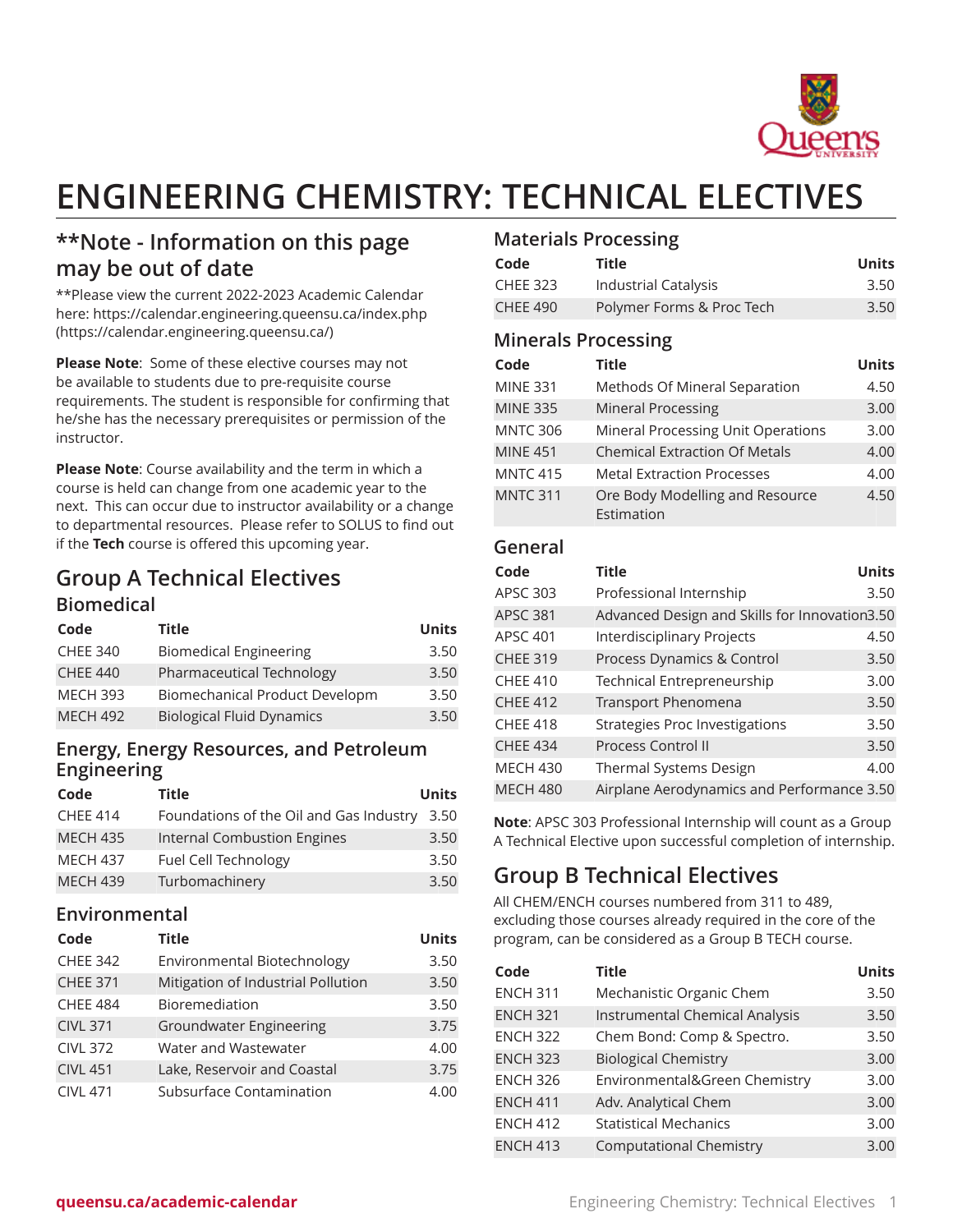# ENGINEERING CHEMISTRY: TECHNICAL ELECTIVES

## **Note - Information on this page may be out of date

**Please view the current 2022-2023 Academic Calendar here: https://calendar.engineering.queensu.ca/index.php (https://calendar.engineering.queensu.ca/)

**Please Note**: Some of these elective courses may not be available to students due to pre-requisite course requirements. The student is responsible for confirming that he/she has the necessary prerequisites or permission of the instructor.

**Please Note**: Course availability and the term in which a course is held can change from one academic year to the next. This can occur due to instructor availability or a change to departmental resources. Please refer to SOLUS to find out if the **Tech** course is offered this upcoming year.

## Group A Technical Electives

### Biomedical

| Code | Title | Units |
|---|---|---|
| CHEE 340 | Biomedical Engineering | 3.50 |
| CHEE 440 | Pharmaceutical Technology | 3.50 |
| MECH 393 | Biomechanical Product Developm | 3.50 |
| MECH 492 | Biological Fluid Dynamics | 3.50 |

### Energy, Energy Resources, and Petroleum Engineering

| Code | Title | Units |
|---|---|---|
| CHEE 414 | Foundations of the Oil and Gas Industry | 3.50 |
| MECH 435 | Internal Combustion Engines | 3.50 |
| MECH 437 | Fuel Cell Technology | 3.50 |
| MECH 439 | Turbomachinery | 3.50 |

### Environmental

| Code | Title | Units |
|---|---|---|
| CHEE 342 | Environmental Biotechnology | 3.50 |
| CHEE 371 | Mitigation of Industrial Pollution | 3.50 |
| CHEE 484 | Bioremediation | 3.50 |
| CIVL 371 | Groundwater Engineering | 3.75 |
| CIVL 372 | Water and Wastewater | 4.00 |
| CIVL 451 | Lake, Reservoir and Coastal | 3.75 |
| CIVL 471 | Subsurface Contamination | 4.00 |

### Materials Processing

| Code | Title | Units |
|---|---|---|
| CHEE 323 | Industrial Catalysis | 3.50 |
| CHEE 490 | Polymer Forms & Proc Tech | 3.50 |

### Minerals Processing

| Code | Title | Units |
|---|---|---|
| MINE 331 | Methods Of Mineral Separation | 4.50 |
| MINE 335 | Mineral Processing | 3.00 |
| MNTC 306 | Mineral Processing Unit Operations | 3.00 |
| MINE 451 | Chemical Extraction Of Metals | 4.00 |
| MNTC 415 | Metal Extraction Processes | 4.00 |
| MNTC 311 | Ore Body Modelling and Resource Estimation | 4.50 |

### General

| Code | Title | Units |
|---|---|---|
| APSC 303 | Professional Internship | 3.50 |
| APSC 381 | Advanced Design and Skills for Innovation | 3.50 |
| APSC 401 | Interdisciplinary Projects | 4.50 |
| CHEE 319 | Process Dynamics & Control | 3.50 |
| CHEE 410 | Technical Entrepreneurship | 3.00 |
| CHEE 412 | Transport Phenomena | 3.50 |
| CHEE 418 | Strategies Proc Investigations | 3.50 |
| CHEE 434 | Process Control II | 3.50 |
| MECH 430 | Thermal Systems Design | 4.00 |
| MECH 480 | Airplane Aerodynamics and Performance | 3.50 |

**Note**: APSC 303 Professional Internship will count as a Group A Technical Elective upon successful completion of internship.

## Group B Technical Electives

All CHEM/ENCH courses numbered from 311 to 489, excluding those courses already required in the core of the program, can be considered as a Group B TECH course.

| Code | Title | Units |
|---|---|---|
| ENCH 311 | Mechanistic Organic Chem | 3.50 |
| ENCH 321 | Instrumental Chemical Analysis | 3.50 |
| ENCH 322 | Chem Bond: Comp & Spectro. | 3.50 |
| ENCH 323 | Biological Chemistry | 3.00 |
| ENCH 326 | Environmental&Green Chemistry | 3.00 |
| ENCH 411 | Adv. Analytical Chem | 3.00 |
| ENCH 412 | Statistical Mechanics | 3.00 |
| ENCH 413 | Computational Chemistry | 3.00 |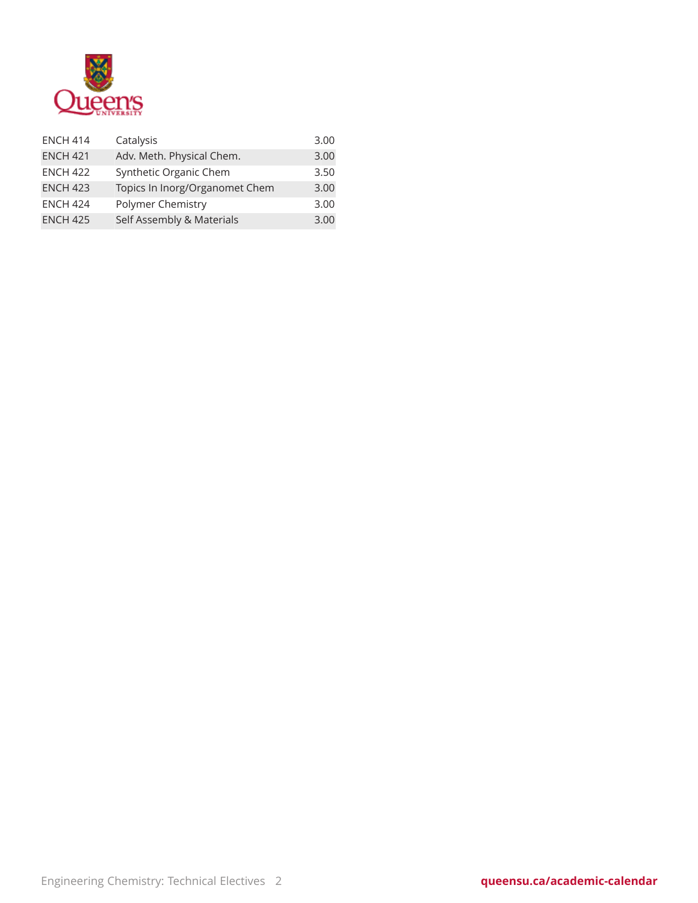| | | |
|---|---|---|
| ENCH 414 | Catalysis | 3.00 |
| ENCH 421 | Adv. Meth. Physical Chem. | 3.00 |
| ENCH 422 | Synthetic Organic Chem | 3.50 |
| ENCH 423 | Topics In Inorg/Organomet Chem | 3.00 |
| ENCH 424 | Polymer Chemistry | 3.00 |
| ENCH 425 | Self Assembly & Materials | 3.00 |